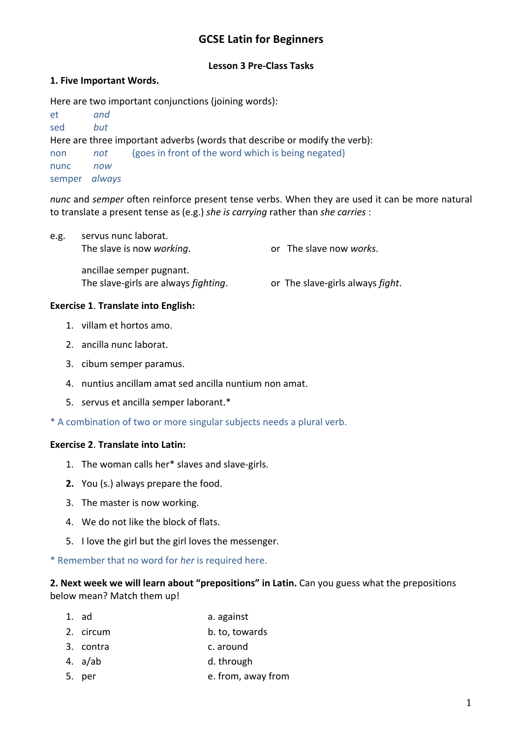# GCSE Latin for Beginners

**Lesson 3 Pre-Class Tasks**

**1. Five Important Words.**

Here are two important conjunctions (joining words):

et    *and*
sed    *but*

Here are three important adverbs (words that describe or modify the verb):

non    *not*    (goes in front of the word which is being negated)
nunc    *now*
semper    *always*

*nunc* and *semper* often reinforce present tense verbs. When they are used it can be more natural to translate a present tense as (e.g.) *she is carrying* rather than *she carries* :

e.g. servus nunc laborat.
The slave is now *working*.    or  The slave now *works*.

ancillae semper pugnant.
The slave-girls are always *fighting*.    or  The slave-girls always *fight*.

**Exercise 1. Translate into English:**

1. villam et hortos amo.
2. ancilla nunc laborat.
3. cibum semper paramus.
4. nuntius ancillam amat sed ancilla nuntium non amat.
5. servus et ancilla semper laborant.*

* A combination of two or more singular subjects needs a plural verb.

**Exercise 2. Translate into Latin:**

1. The woman calls her* slaves and slave-girls.
2. You (s.) always prepare the food.
3. The master is now working.
4. We do not like the block of flats.
5. I love the girl but the girl loves the messenger.

* Remember that no word for *her* is required here.

**2. Next week we will learn about "prepositions" in Latin.** Can you guess what the prepositions below mean? Match them up!

| | |
|---|---|
| 1. ad | a. against |
| 2. circum | b. to, towards |
| 3. contra | c. around |
| 4. a/ab | d. through |
| 5. per | e. from, away from |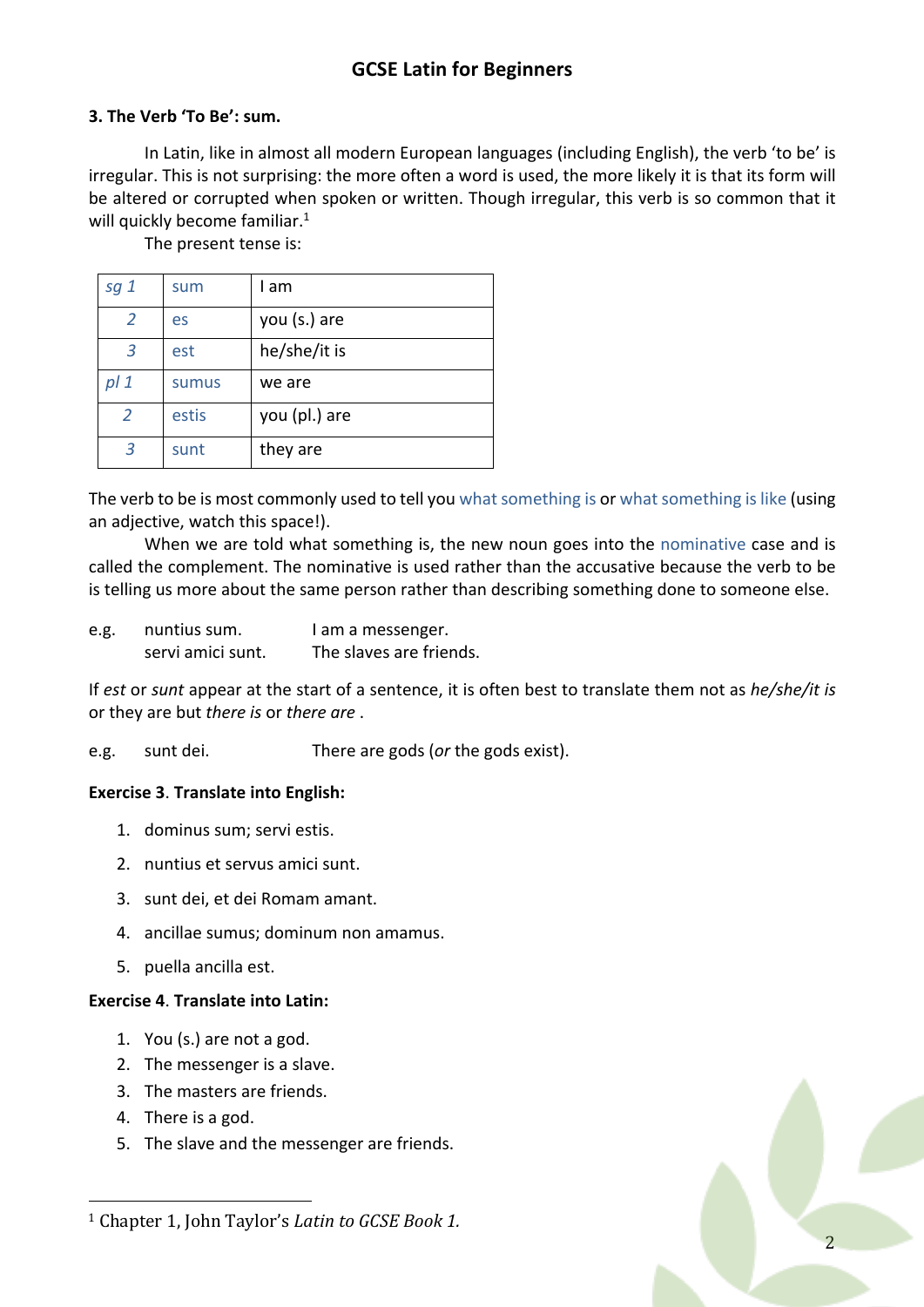### 3. The Verb 'To Be': sum.

In Latin, like in almost all modern European languages (including English), the verb 'to be' is irregular. This is not surprising: the more often a word is used, the more likely it is that its form will be altered or corrupted when spoken or written. Though irregular, this verb is so common that it will quickly become familiar.[1]

The present tense is:

| | | |
|---|---|---|
| *sg 1* | sum | I am |
| *2* | es | you (s.) are |
| *3* | est | he/she/it is |
| *pl 1* | sumus | we are |
| *2* | estis | you (pl.) are |
| *3* | sunt | they are |

The verb to be is most commonly used to tell you what something is or what something is like (using an adjective, watch this space!).

When we are told what something is, the new noun goes into the nominative case and is called the complement. The nominative is used rather than the accusative because the verb to be is telling us more about the same person rather than describing something done to someone else.

e.g. nuntius sum. — I am a messenger.
servi amici sunt. — The slaves are friends.

If *est* or *sunt* appear at the start of a sentence, it is often best to translate them not as *he/she/it is* or they are but *there is* or *there are* .

e.g. sunt dei. — There are gods (*or* the gods exist).

**Exercise 3. Translate into English:**

1. dominus sum; servi estis.
2. nuntius et servus amici sunt.
3. sunt dei, et dei Romam amant.
4. ancillae sumus; dominum non amamus.
5. puella ancilla est.

**Exercise 4. Translate into Latin:**

1. You (s.) are not a god.
2. The messenger is a slave.
3. The masters are friends.
4. There is a god.
5. The slave and the messenger are friends.

---

[1] Chapter 1, John Taylor's *Latin to GCSE Book 1.*